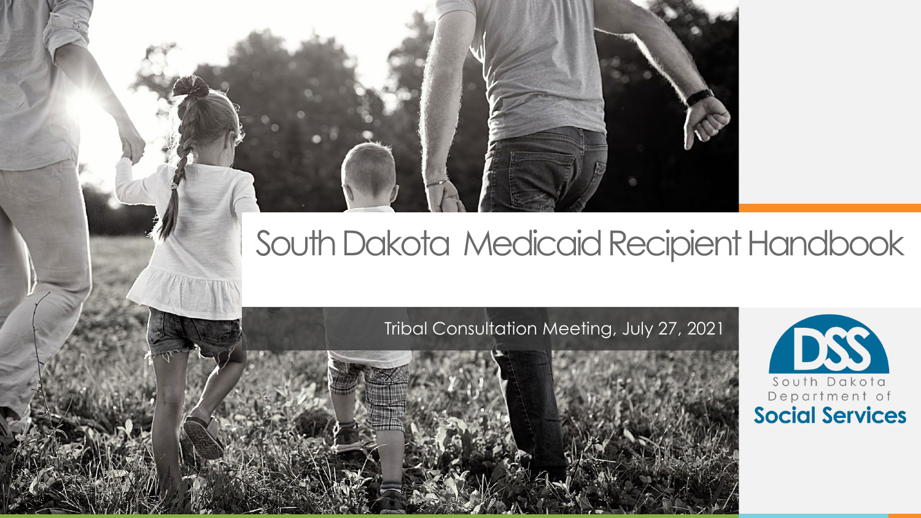# South Dakota Medicaid Recipient Handbook

Tribal Consultation Meeting, July 27, 2021

South Dakota Department of Social Services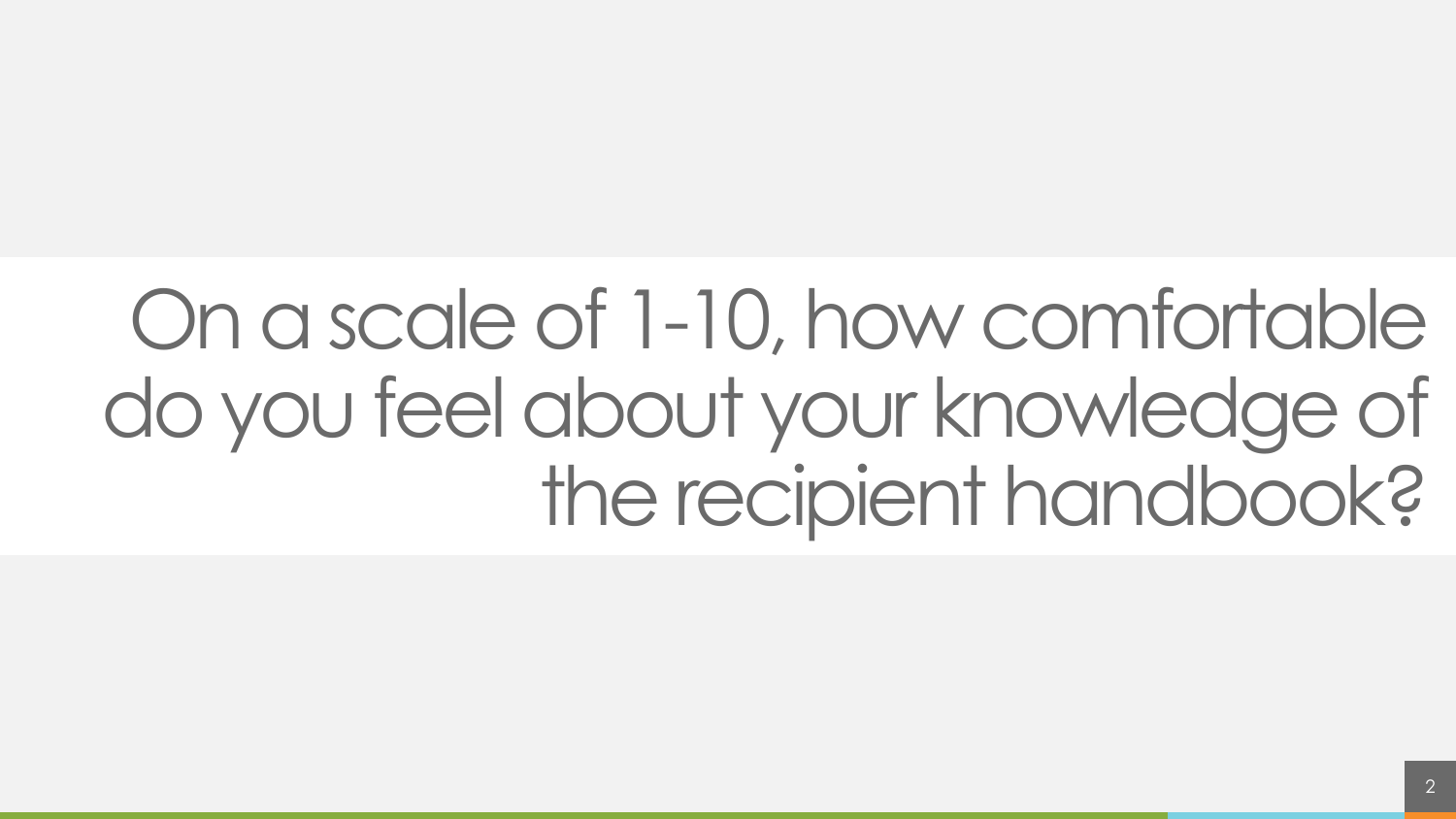# On a scale of 1-10, how comfortable do you feel about your knowledge of the recipient handbook?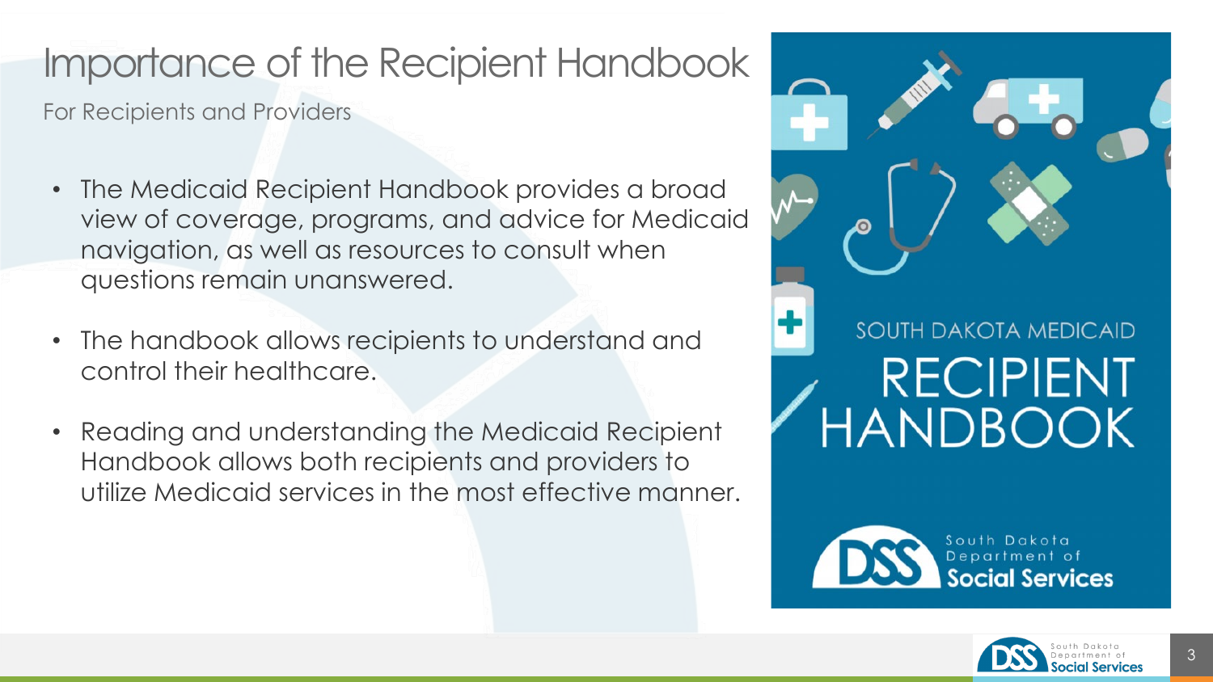# Importance of the Recipient Handbook

For Recipients and Providers

- The Medicaid Recipient Handbook provides a broad view of coverage, programs, and advice for Medicaid navigation, as well as resources to consult when questions remain unanswered.
- The handbook allows recipients to understand and control their healthcare.
- Reading and understanding the Medicaid Recipient Handbook allows both recipients and providers to utilize Medicaid services in the most effective manner.

SOUTH DAKOTA MEDICAID

RECIPIENT HANDBOOK

South Dakota Department of Social Services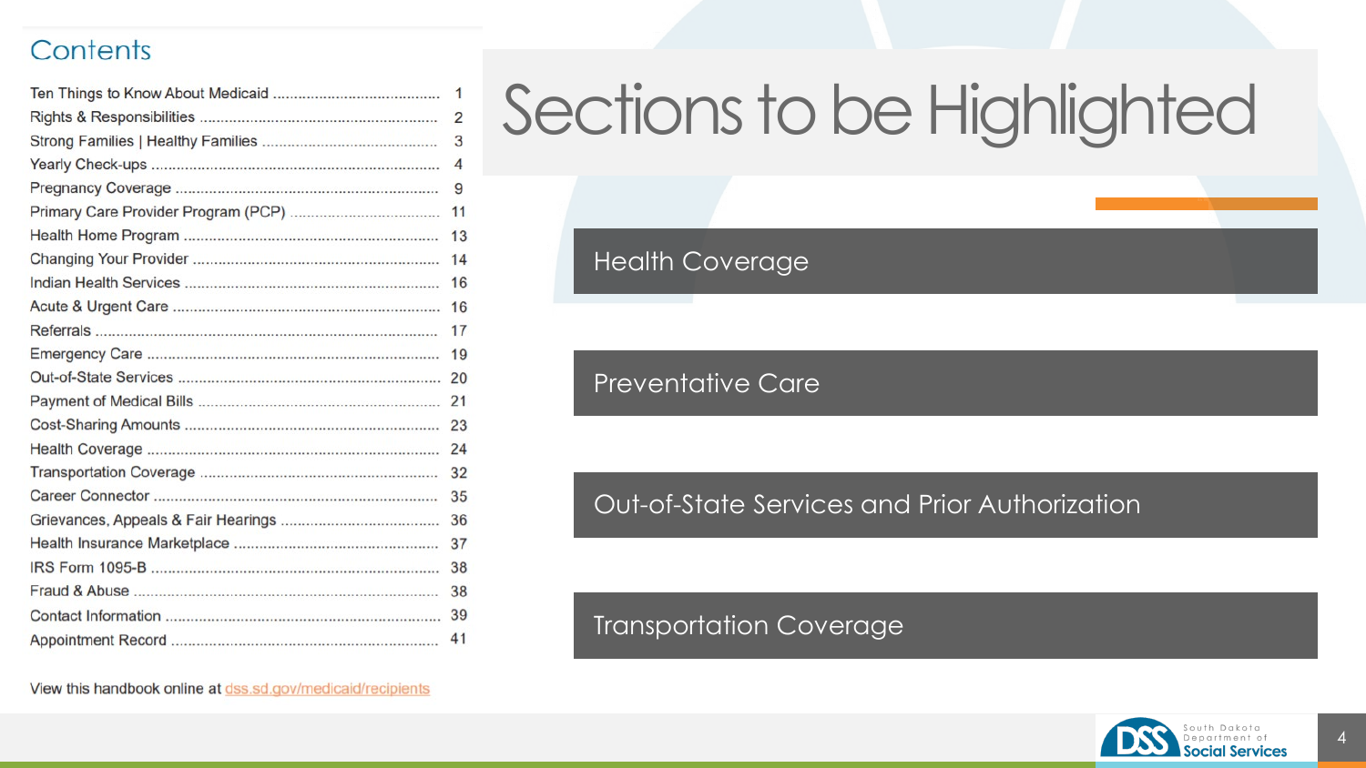## Contents

| | |
|---|---|
| Ten Things to Know About Medicaid | 1 |
| Rights & Responsibilities | 2 |
| Strong Families \| Healthy Families | 3 |
| Yearly Check-ups | 4 |
| Pregnancy Coverage | 9 |
| Primary Care Provider Program (PCP) | 11 |
| Health Home Program | 13 |
| Changing Your Provider | 14 |
| Indian Health Services | 16 |
| Acute & Urgent Care | 16 |
| Referrals | 17 |
| Emergency Care | 19 |
| Out-of-State Services | 20 |
| Payment of Medical Bills | 21 |
| Cost-Sharing Amounts | 23 |
| Health Coverage | 24 |
| Transportation Coverage | 32 |
| Career Connector | 35 |
| Grievances, Appeals & Fair Hearings | 36 |
| Health Insurance Marketplace | 37 |
| IRS Form 1095-B | 38 |
| Fraud & Abuse | 38 |
| Contact Information | 39 |
| Appointment Record | 41 |

View this handbook online at dss.sd.gov/medicaid/recipients

# Sections to be Highlighted

- Health Coverage
- Preventative Care
- Out-of-State Services and Prior Authorization
- Transportation Coverage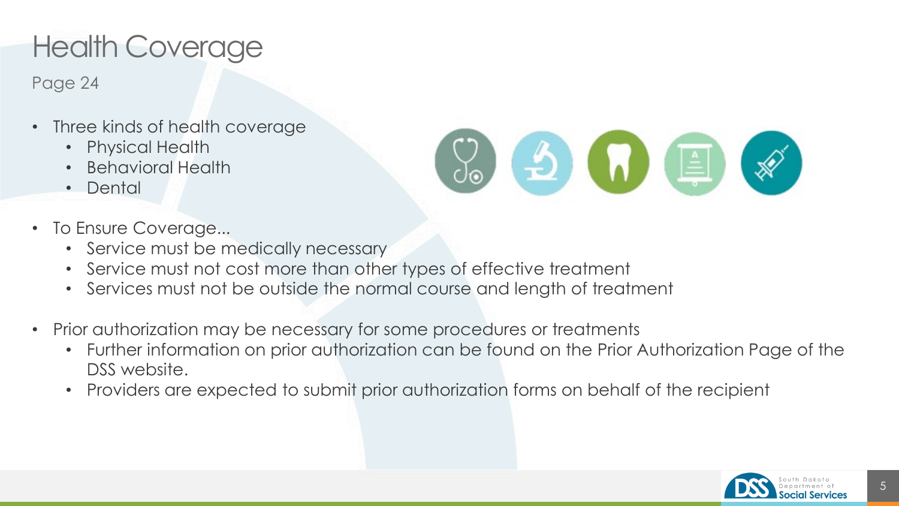# Health Coverage

Page 24

- Three kinds of health coverage
  - Physical Health
  - Behavioral Health
  - Dental
- To Ensure Coverage...
  - Service must be medically necessary
  - Service must not cost more than other types of effective treatment
  - Services must not be outside the normal course and length of treatment
- Prior authorization may be necessary for some procedures or treatments
  - Further information on prior authorization can be found on the Prior Authorization Page of the DSS website.
  - Providers are expected to submit prior authorization forms on behalf of the recipient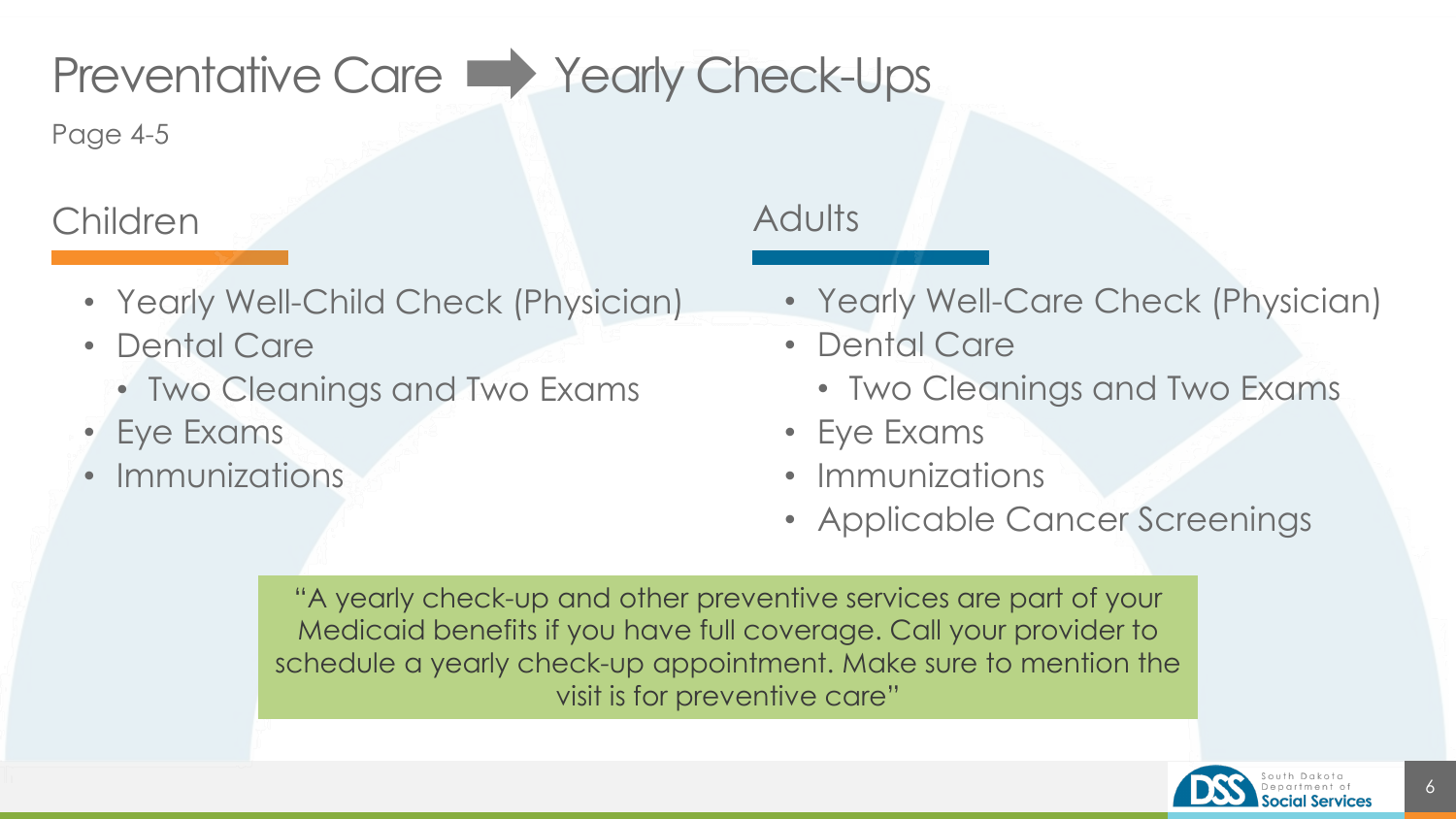# Preventative Care ➡ Yearly Check-Ups

Page 4-5

## Children

- Yearly Well-Child Check (Physician)
- Dental Care
  - Two Cleanings and Two Exams
- Eye Exams
- Immunizations

## Adults

- Yearly Well-Care Check (Physician)
- Dental Care
  - Two Cleanings and Two Exams
- Eye Exams
- Immunizations
- Applicable Cancer Screenings

"A yearly check-up and other preventive services are part of your Medicaid benefits if you have full coverage. Call your provider to schedule a yearly check-up appointment. Make sure to mention the visit is for preventive care"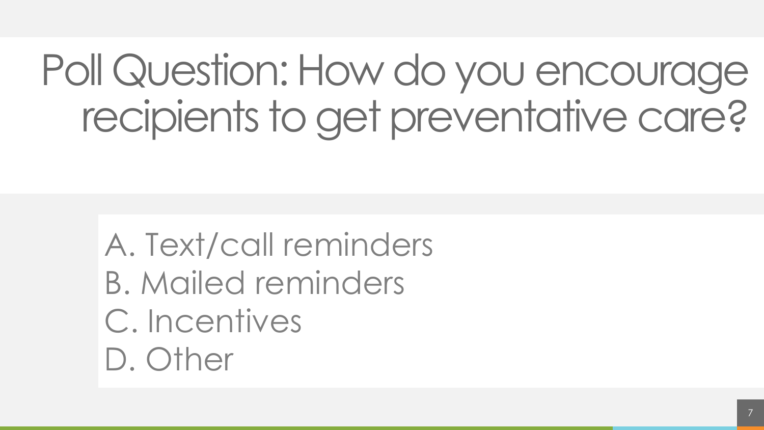# Poll Question: How do you encourage recipients to get preventative care?

A. Text/call reminders
B. Mailed reminders
C. Incentives
D. Other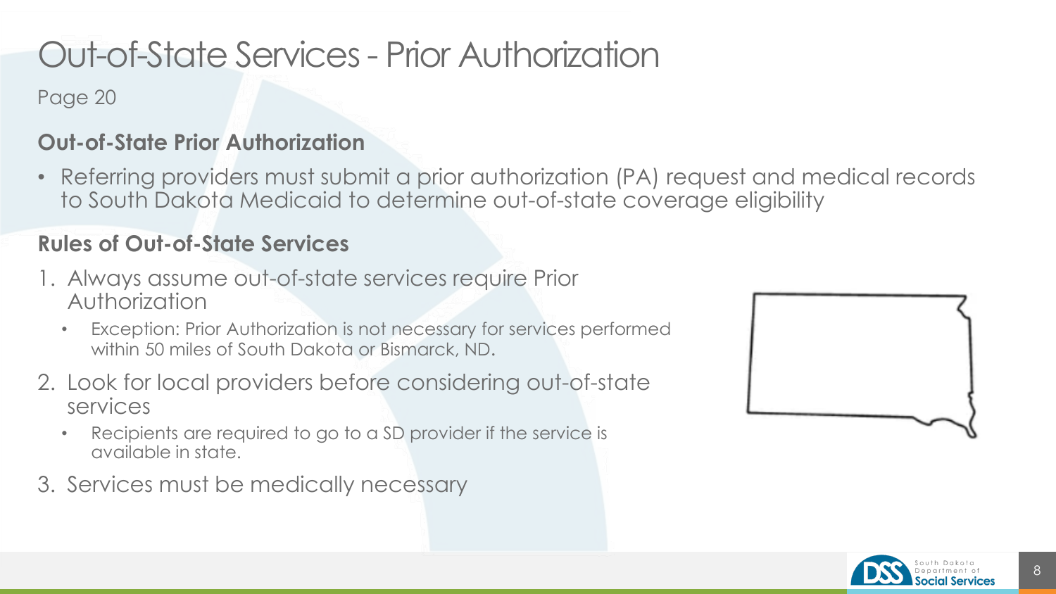# Out-of-State Services - Prior Authorization

Page 20

### Out-of-State Prior Authorization

- Referring providers must submit a prior authorization (PA) request and medical records to South Dakota Medicaid to determine out-of-state coverage eligibility

### Rules of Out-of-State Services

1. Always assume out-of-state services require Prior Authorization
   - Exception: Prior Authorization is not necessary for services performed within 50 miles of South Dakota or Bismarck, ND.
2. Look for local providers before considering out-of-state services
   - Recipients are required to go to a SD provider if the service is available in state.
3. Services must be medically necessary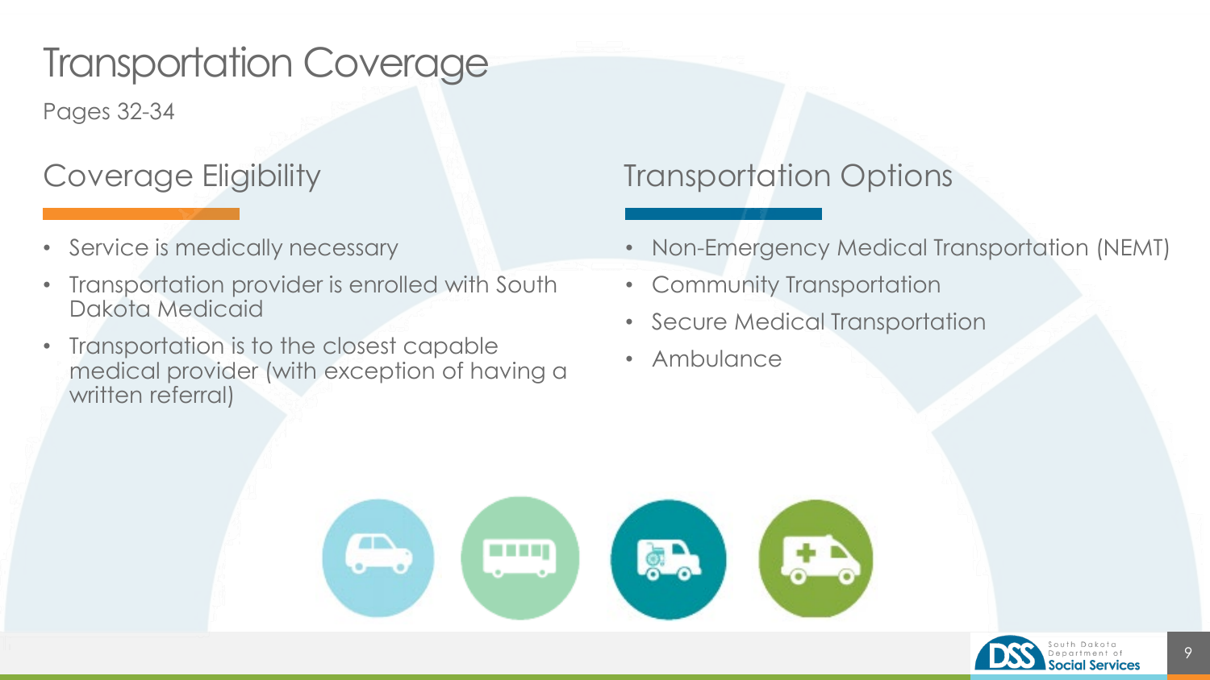# Transportation Coverage

Pages 32-34

## Coverage Eligibility

- Service is medically necessary
- Transportation provider is enrolled with South Dakota Medicaid
- Transportation is to the closest capable medical provider (with exception of having a written referral)

## Transportation Options

- Non-Emergency Medical Transportation (NEMT)
- Community Transportation
- Secure Medical Transportation
- Ambulance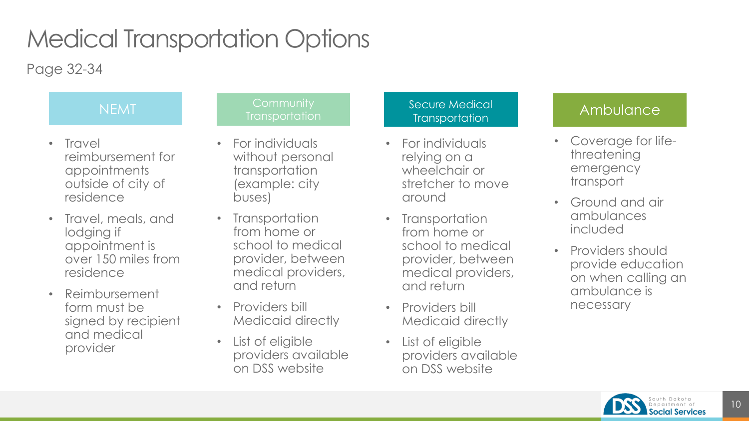# Medical Transportation Options

Page 32-34

### NEMT

- Travel reimbursement for appointments outside of city of residence
- Travel, meals, and lodging if appointment is over 150 miles from residence
- Reimbursement form must be signed by recipient and medical provider

### Community Transportation

- For individuals without personal transportation (example: city buses)
- Transportation from home or school to medical provider, between medical providers, and return
- Providers bill Medicaid directly
- List of eligible providers available on DSS website

### Secure Medical Transportation

- For individuals relying on a wheelchair or stretcher to move around
- Transportation from home or school to medical provider, between medical providers, and return
- Providers bill Medicaid directly
- List of eligible providers available on DSS website

### Ambulance

- Coverage for life-threatening emergency transport
- Ground and air ambulances included
- Providers should provide education on when calling an ambulance is necessary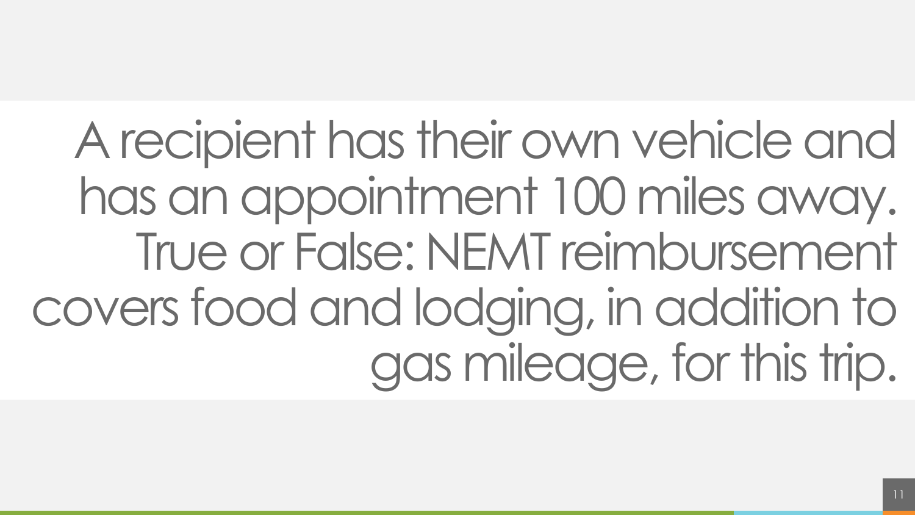A recipient has their own vehicle and has an appointment 100 miles away. True or False: NEMT reimbursement covers food and lodging, in addition to gas mileage, for this trip.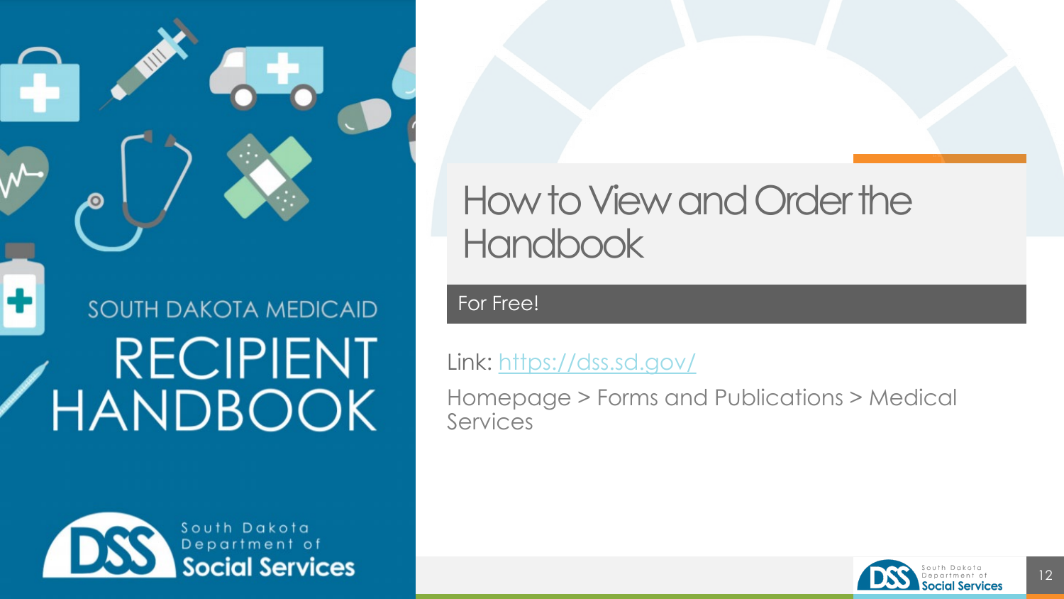SOUTH DAKOTA MEDICAID

RECIPIENT HANDBOOK

South Dakota Department of Social Services

# How to View and Order the Handbook

For Free!

Link: https://dss.sd.gov/

Homepage > Forms and Publications > Medical Services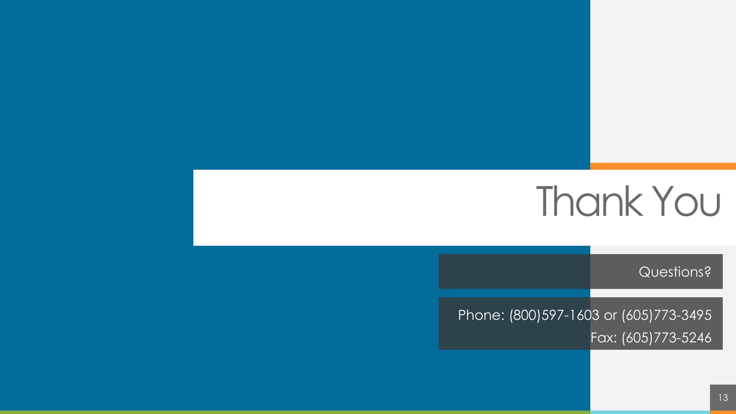# Thank You

Questions?

Phone: (800)597-1603 or (605)773-3495

Fax: (605)773-5246